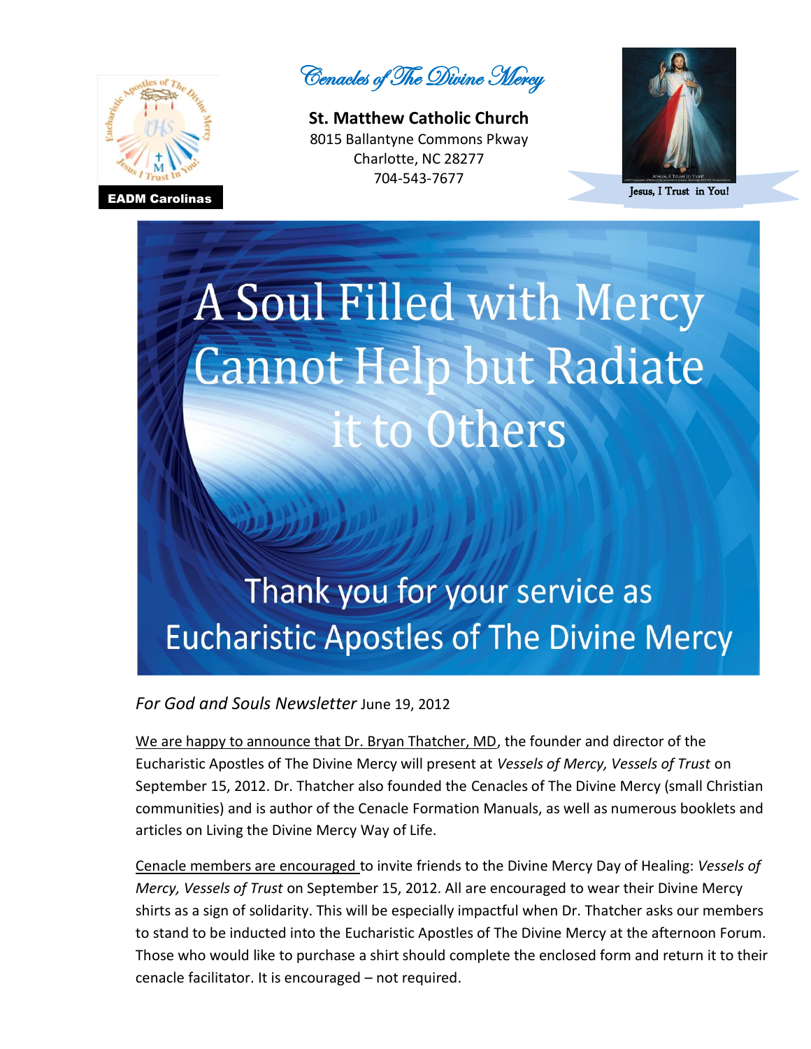EADM Carolinas

*Cenacles of The Divine Mercy*

**St. Matthew Catholic Church**
8015 Ballantyne Commons Pkway
Charlotte, NC 28277
704-543-7677

Jesus, I Trust in You!

# A Soul Filled with Mercy Cannot Help but Radiate it to Others

## Thank you for your service as Eucharistic Apostles of The Divine Mercy

*For God and Souls Newsletter* June 19, 2012

We are happy to announce that Dr. Bryan Thatcher, MD, the founder and director of the Eucharistic Apostles of The Divine Mercy will present at *Vessels of Mercy, Vessels of Trust* on September 15, 2012. Dr. Thatcher also founded the Cenacles of The Divine Mercy (small Christian communities) and is author of the Cenacle Formation Manuals, as well as numerous booklets and articles on Living the Divine Mercy Way of Life.

Cenacle members are encouraged to invite friends to the Divine Mercy Day of Healing: *Vessels of Mercy, Vessels of Trust* on September 15, 2012. All are encouraged to wear their Divine Mercy shirts as a sign of solidarity. This will be especially impactful when Dr. Thatcher asks our members to stand to be inducted into the Eucharistic Apostles of The Divine Mercy at the afternoon Forum. Those who would like to purchase a shirt should complete the enclosed form and return it to their cenacle facilitator. It is encouraged – not required.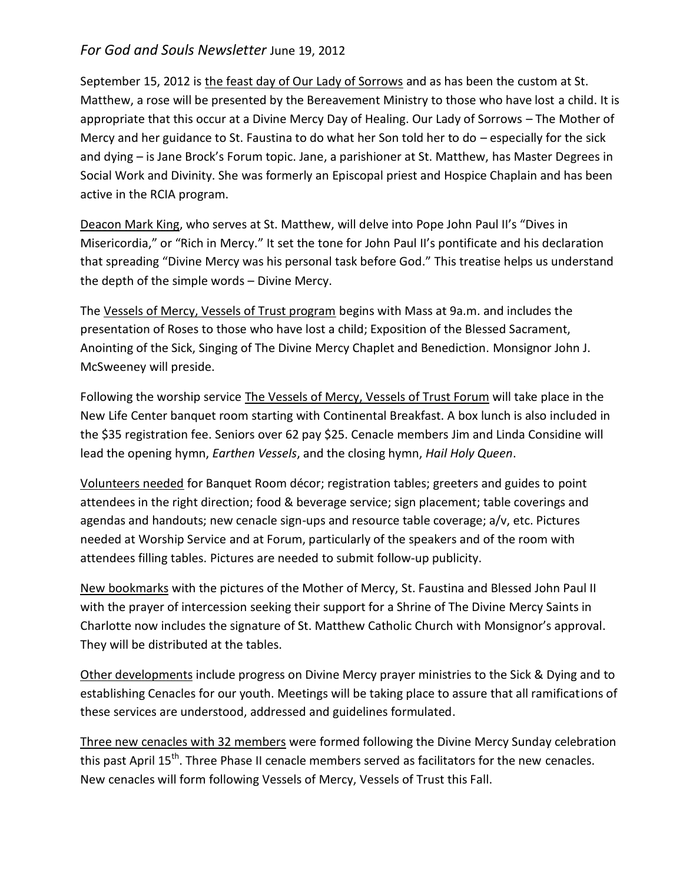*For God and Souls Newsletter* June 19, 2012

September 15, 2012 is the feast day of Our Lady of Sorrows and as has been the custom at St. Matthew, a rose will be presented by the Bereavement Ministry to those who have lost a child. It is appropriate that this occur at a Divine Mercy Day of Healing. Our Lady of Sorrows – The Mother of Mercy and her guidance to St. Faustina to do what her Son told her to do – especially for the sick and dying – is Jane Brock's Forum topic. Jane, a parishioner at St. Matthew, has Master Degrees in Social Work and Divinity. She was formerly an Episcopal priest and Hospice Chaplain and has been active in the RCIA program.

Deacon Mark King, who serves at St. Matthew, will delve into Pope John Paul II's "Dives in Misericordia," or "Rich in Mercy." It set the tone for John Paul II's pontificate and his declaration that spreading "Divine Mercy was his personal task before God." This treatise helps us understand the depth of the simple words – Divine Mercy.

The Vessels of Mercy, Vessels of Trust program begins with Mass at 9a.m. and includes the presentation of Roses to those who have lost a child; Exposition of the Blessed Sacrament, Anointing of the Sick, Singing of The Divine Mercy Chaplet and Benediction. Monsignor John J. McSweeney will preside.

Following the worship service The Vessels of Mercy, Vessels of Trust Forum will take place in the New Life Center banquet room starting with Continental Breakfast. A box lunch is also included in the $35 registration fee. Seniors over 62 pay $25. Cenacle members Jim and Linda Considine will lead the opening hymn, *Earthen Vessels*, and the closing hymn, *Hail Holy Queen*.

Volunteers needed for Banquet Room décor; registration tables; greeters and guides to point attendees in the right direction; food & beverage service; sign placement; table coverings and agendas and handouts; new cenacle sign-ups and resource table coverage; a/v, etc. Pictures needed at Worship Service and at Forum, particularly of the speakers and of the room with attendees filling tables. Pictures are needed to submit follow-up publicity.

New bookmarks with the pictures of the Mother of Mercy, St. Faustina and Blessed John Paul II with the prayer of intercession seeking their support for a Shrine of The Divine Mercy Saints in Charlotte now includes the signature of St. Matthew Catholic Church with Monsignor's approval. They will be distributed at the tables.

Other developments include progress on Divine Mercy prayer ministries to the Sick & Dying and to establishing Cenacles for our youth. Meetings will be taking place to assure that all ramifications of these services are understood, addressed and guidelines formulated.

Three new cenacles with 32 members were formed following the Divine Mercy Sunday celebration this past April 15th. Three Phase II cenacle members served as facilitators for the new cenacles. New cenacles will form following Vessels of Mercy, Vessels of Trust this Fall.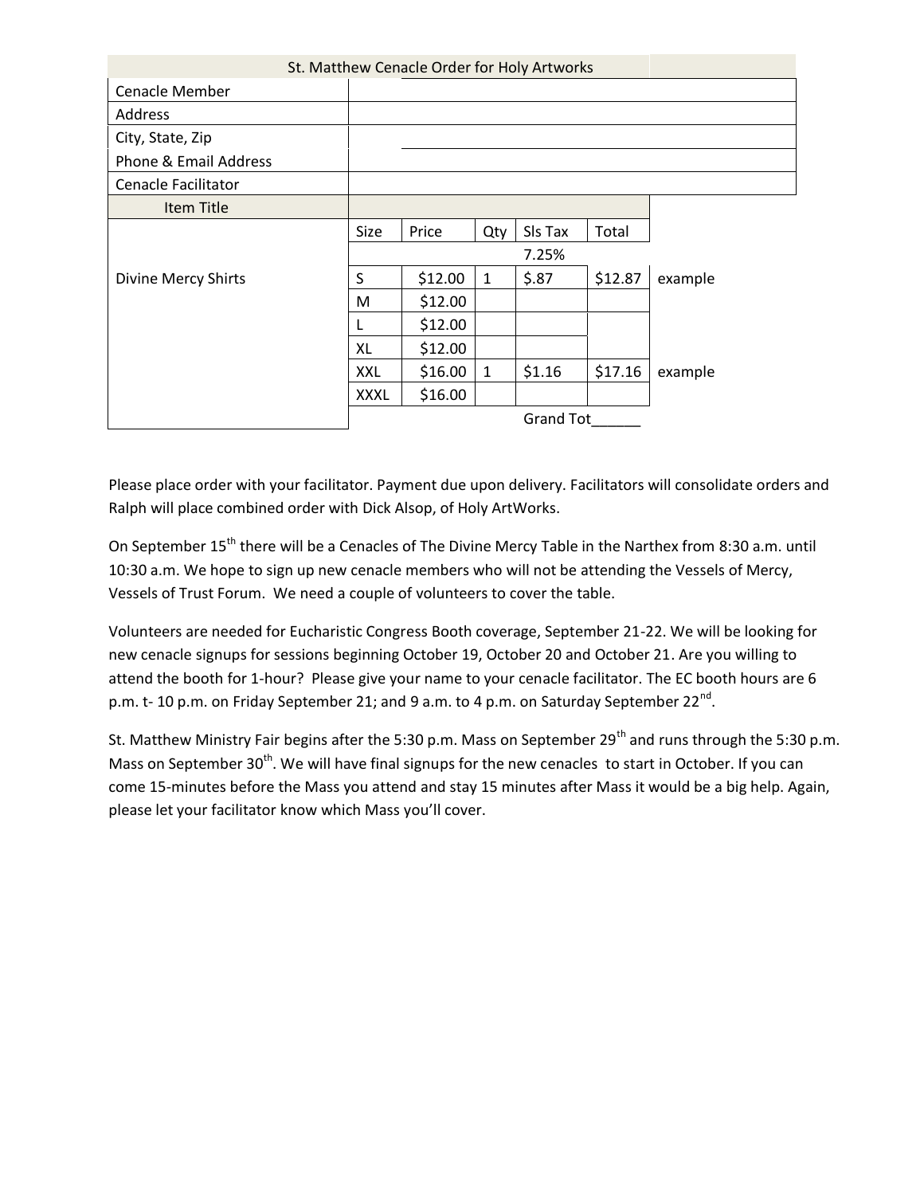| St. Matthew Cenacle Order for Holy Artworks | | | | | | |
|---|---|---|---|---|---|---|
| Cenacle Member | | | | | | |
| Address | | | | | | |
| City, State, Zip | | | | | | |
| Phone & Email Address | | | | | | |
| Cenacle Facilitator | | | | | | |
| Item Title | | | | | | |
| | Size | Price | Qty | Sls Tax | Total | |
| | | | | 7.25% | | |
| Divine Mercy Shirts | S | $12.00 | 1 | $.87 | $12.87 | example |
| | M | $12.00 | | | | |
| | L | $12.00 | | | | |
| | XL | $12.00 | | | | |
| | XXL | $16.00 | 1 | $1.16 | $17.16 | example |
| | XXXL | $16.00 | | | | |
| | | | | Grand Tot______ | | |

Please place order with your facilitator. Payment due upon delivery. Facilitators will consolidate orders and Ralph will place combined order with Dick Alsop, of Holy ArtWorks.

On September 15th there will be a Cenacles of The Divine Mercy Table in the Narthex from 8:30 a.m. until 10:30 a.m. We hope to sign up new cenacle members who will not be attending the Vessels of Mercy, Vessels of Trust Forum. We need a couple of volunteers to cover the table.

Volunteers are needed for Eucharistic Congress Booth coverage, September 21-22. We will be looking for new cenacle signups for sessions beginning October 19, October 20 and October 21. Are you willing to attend the booth for 1-hour? Please give your name to your cenacle facilitator. The EC booth hours are 6 p.m. t- 10 p.m. on Friday September 21; and 9 a.m. to 4 p.m. on Saturday September 22nd.

St. Matthew Ministry Fair begins after the 5:30 p.m. Mass on September 29th and runs through the 5:30 p.m. Mass on September 30th. We will have final signups for the new cenacles to start in October. If you can come 15-minutes before the Mass you attend and stay 15 minutes after Mass it would be a big help. Again, please let your facilitator know which Mass you'll cover.